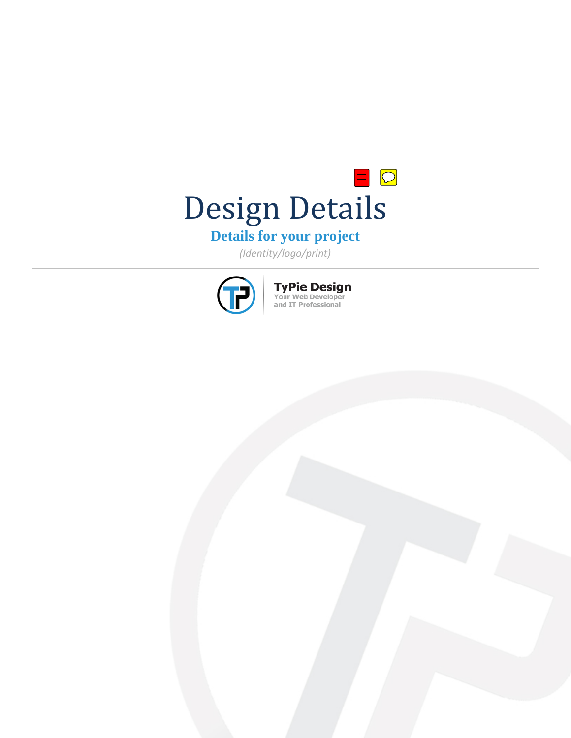# Design Details

## Details for your project

*(Identity/logo/print)*

---

**TyPie Design**
Your Web Developer
and IT Professional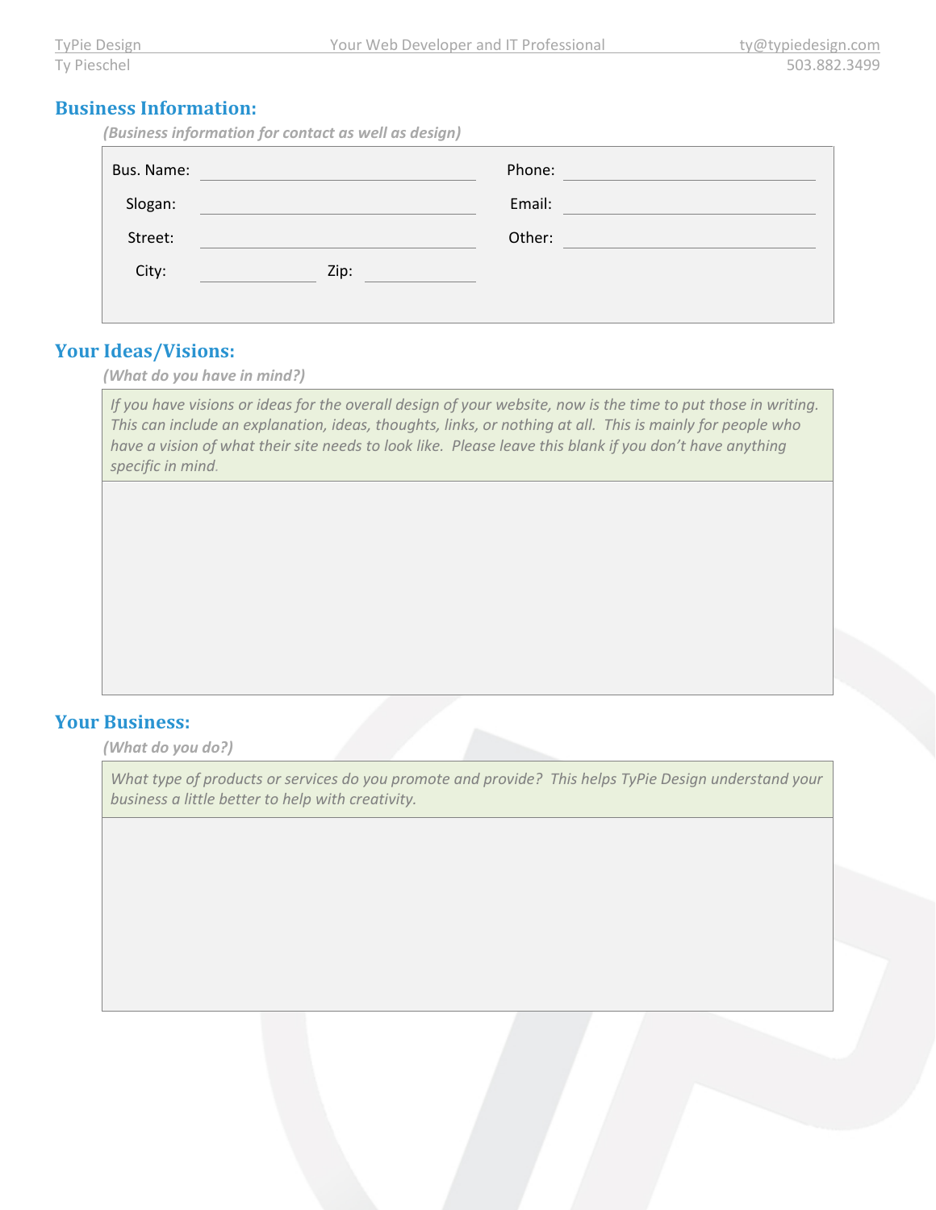## Business Information:

*(Business information for contact as well as design)*

| | | | |
|---|---|---|---|
| Bus. Name: | | Phone: | |
| Slogan: | | Email: | |
| Street: | | Other: | |
| City: | Zip: | | |

## Your Ideas/Visions:

*(What do you have in mind?)*

*If you have visions or ideas for the overall design of your website, now is the time to put those in writing. This can include an explanation, ideas, thoughts, links, or nothing at all. This is mainly for people who have a vision of what their site needs to look like. Please leave this blank if you don't have anything specific in mind.*

## Your Business:

*(What do you do?)*

*What type of products or services do you promote and provide? This helps TyPie Design understand your business a little better to help with creativity.*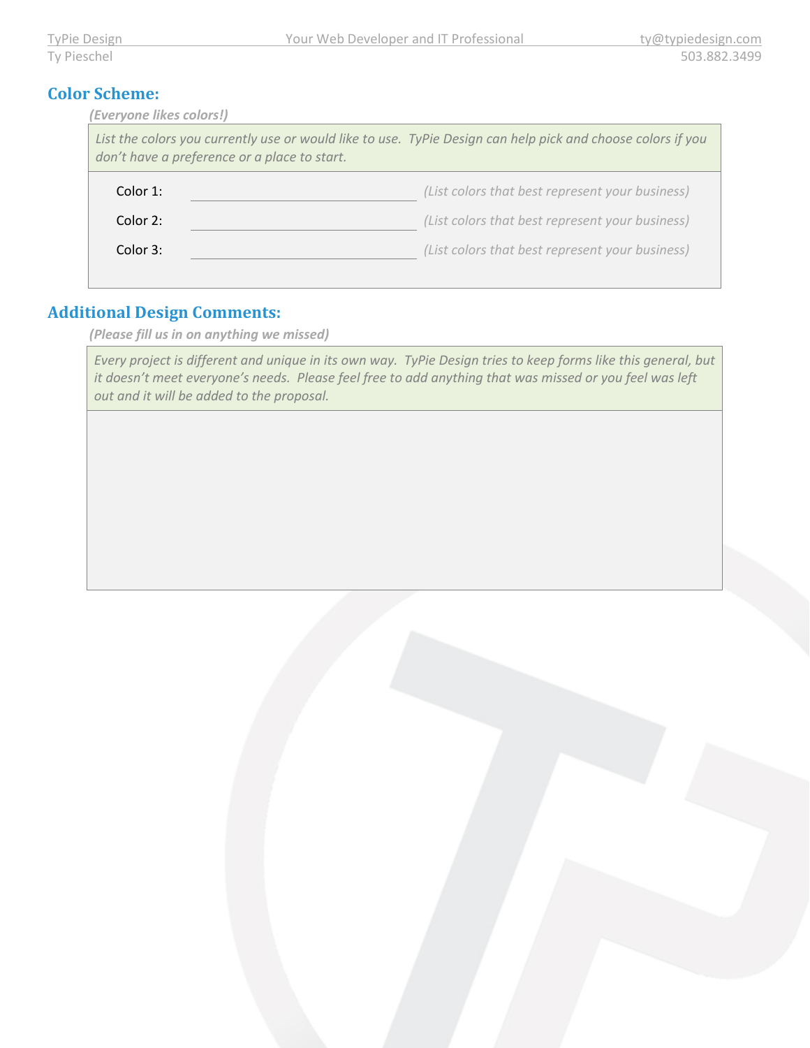## Color Scheme:

***(Everyone likes colors!)***

*List the colors you currently use or would like to use. TyPie Design can help pick and choose colors if you don't have a preference or a place to start.*

Color 1: ______________________ *(List colors that best represent your business)*

Color 2: ______________________ *(List colors that best represent your business)*

Color 3: ______________________ *(List colors that best represent your business)*

## Additional Design Comments:

***(Please fill us in on anything we missed)***

*Every project is different and unique in its own way. TyPie Design tries to keep forms like this general, but it doesn't meet everyone's needs. Please feel free to add anything that was missed or you feel was left out and it will be added to the proposal.*